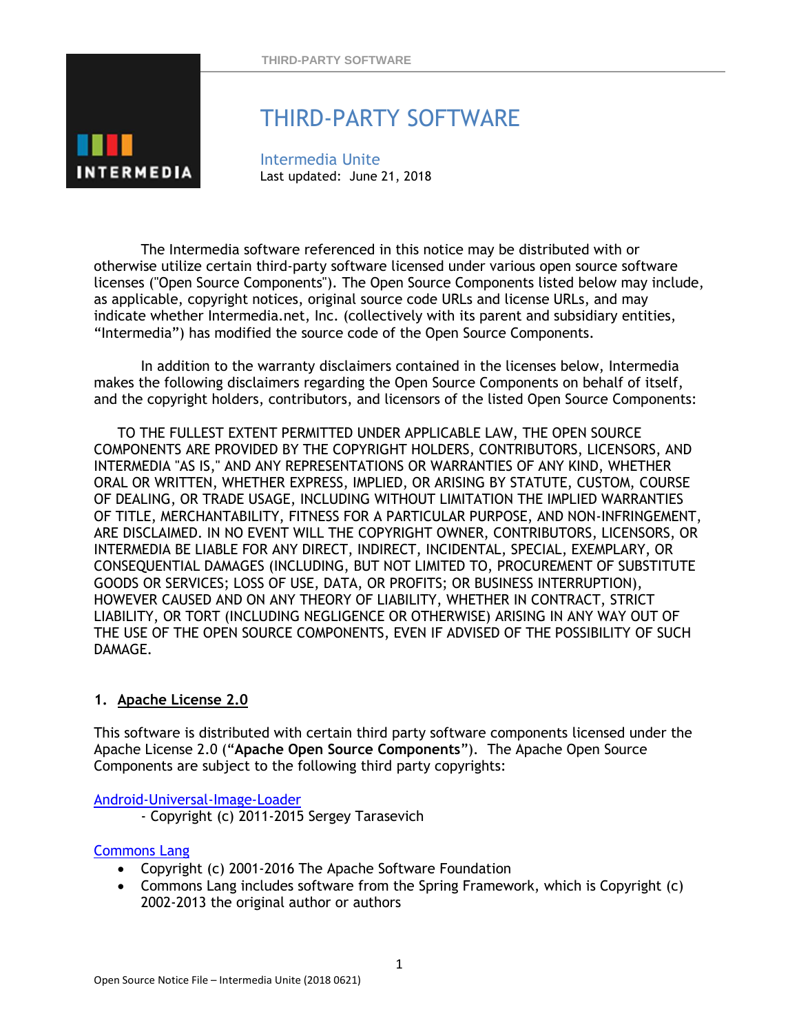# THIRD-PARTY SOFTWARE

Intermedia Unite

Last updated: June 21, 2018

The Intermedia software referenced in this notice may be distributed with or otherwise utilize certain third-party software licensed under various open source software licenses ("Open Source Components"). The Open Source Components listed below may include, as applicable, copyright notices, original source code URLs and license URLs, and may indicate whether Intermedia.net, Inc. (collectively with its parent and subsidiary entities, "Intermedia") has modified the source code of the Open Source Components.

In addition to the warranty disclaimers contained in the licenses below, Intermedia makes the following disclaimers regarding the Open Source Components on behalf of itself, and the copyright holders, contributors, and licensors of the listed Open Source Components:

TO THE FULLEST EXTENT PERMITTED UNDER APPLICABLE LAW, THE OPEN SOURCE COMPONENTS ARE PROVIDED BY THE COPYRIGHT HOLDERS, CONTRIBUTORS, LICENSORS, AND INTERMEDIA "AS IS," AND ANY REPRESENTATIONS OR WARRANTIES OF ANY KIND, WHETHER ORAL OR WRITTEN, WHETHER EXPRESS, IMPLIED, OR ARISING BY STATUTE, CUSTOM, COURSE OF DEALING, OR TRADE USAGE, INCLUDING WITHOUT LIMITATION THE IMPLIED WARRANTIES OF TITLE, MERCHANTABILITY, FITNESS FOR A PARTICULAR PURPOSE, AND NON-INFRINGEMENT, ARE DISCLAIMED. IN NO EVENT WILL THE COPYRIGHT OWNER, CONTRIBUTORS, LICENSORS, OR INTERMEDIA BE LIABLE FOR ANY DIRECT, INDIRECT, INCIDENTAL, SPECIAL, EXEMPLARY, OR CONSEQUENTIAL DAMAGES (INCLUDING, BUT NOT LIMITED TO, PROCUREMENT OF SUBSTITUTE GOODS OR SERVICES; LOSS OF USE, DATA, OR PROFITS; OR BUSINESS INTERRUPTION), HOWEVER CAUSED AND ON ANY THEORY OF LIABILITY, WHETHER IN CONTRACT, STRICT LIABILITY, OR TORT (INCLUDING NEGLIGENCE OR OTHERWISE) ARISING IN ANY WAY OUT OF THE USE OF THE OPEN SOURCE COMPONENTS, EVEN IF ADVISED OF THE POSSIBILITY OF SUCH DAMAGE.

## 1. Apache License 2.0

This software is distributed with certain third party software components licensed under the Apache License 2.0 ("**Apache Open Source Components**"). The Apache Open Source Components are subject to the following third party copyrights:

Android-Universal-Image-Loader

- Copyright (c) 2011-2015 Sergey Tarasevich

Commons Lang

- Copyright (c) 2001-2016 The Apache Software Foundation
- Commons Lang includes software from the Spring Framework, which is Copyright (c) 2002-2013 the original author or authors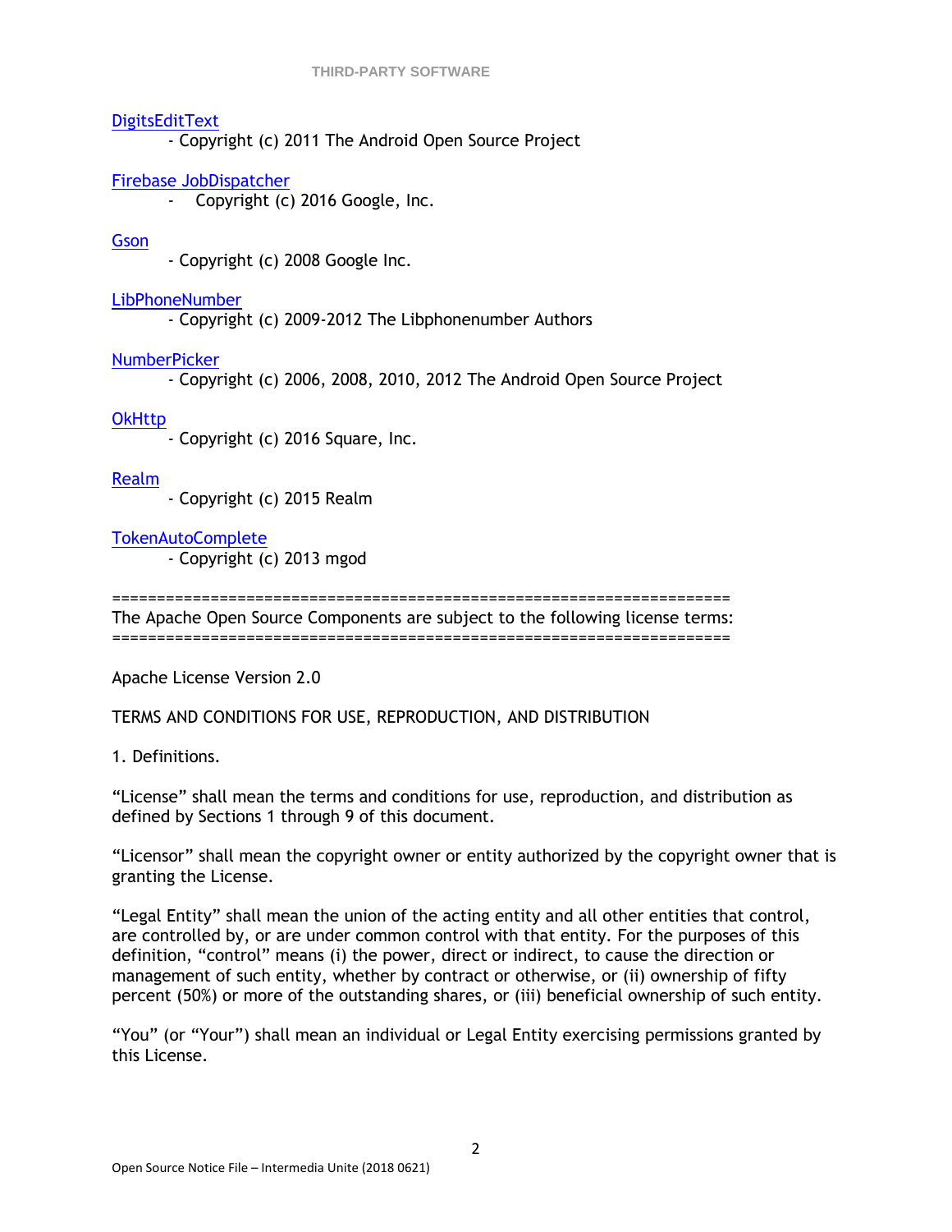[DigitsEditText](#)
- Copyright (c) 2011 The Android Open Source Project

[Firebase JobDispatcher](#)
- Copyright (c) 2016 Google, Inc.

[Gson](#)
- Copyright (c) 2008 Google Inc.

[LibPhoneNumber](#)
- Copyright (c) 2009-2012 The Libphonenumber Authors

[NumberPicker](#)
- Copyright (c) 2006, 2008, 2010, 2012 The Android Open Source Project

[OkHttp](#)
- Copyright (c) 2016 Square, Inc.

[Realm](#)
- Copyright (c) 2015 Realm

[TokenAutoComplete](#)
- Copyright (c) 2013 mgod

====================================================================
The Apache Open Source Components are subject to the following license terms:
====================================================================

Apache License Version 2.0

TERMS AND CONDITIONS FOR USE, REPRODUCTION, AND DISTRIBUTION

1. Definitions.

"License" shall mean the terms and conditions for use, reproduction, and distribution as defined by Sections 1 through 9 of this document.

"Licensor" shall mean the copyright owner or entity authorized by the copyright owner that is granting the License.

"Legal Entity" shall mean the union of the acting entity and all other entities that control, are controlled by, or are under common control with that entity. For the purposes of this definition, "control" means (i) the power, direct or indirect, to cause the direction or management of such entity, whether by contract or otherwise, or (ii) ownership of fifty percent (50%) or more of the outstanding shares, or (iii) beneficial ownership of such entity.

"You" (or "Your") shall mean an individual or Legal Entity exercising permissions granted by this License.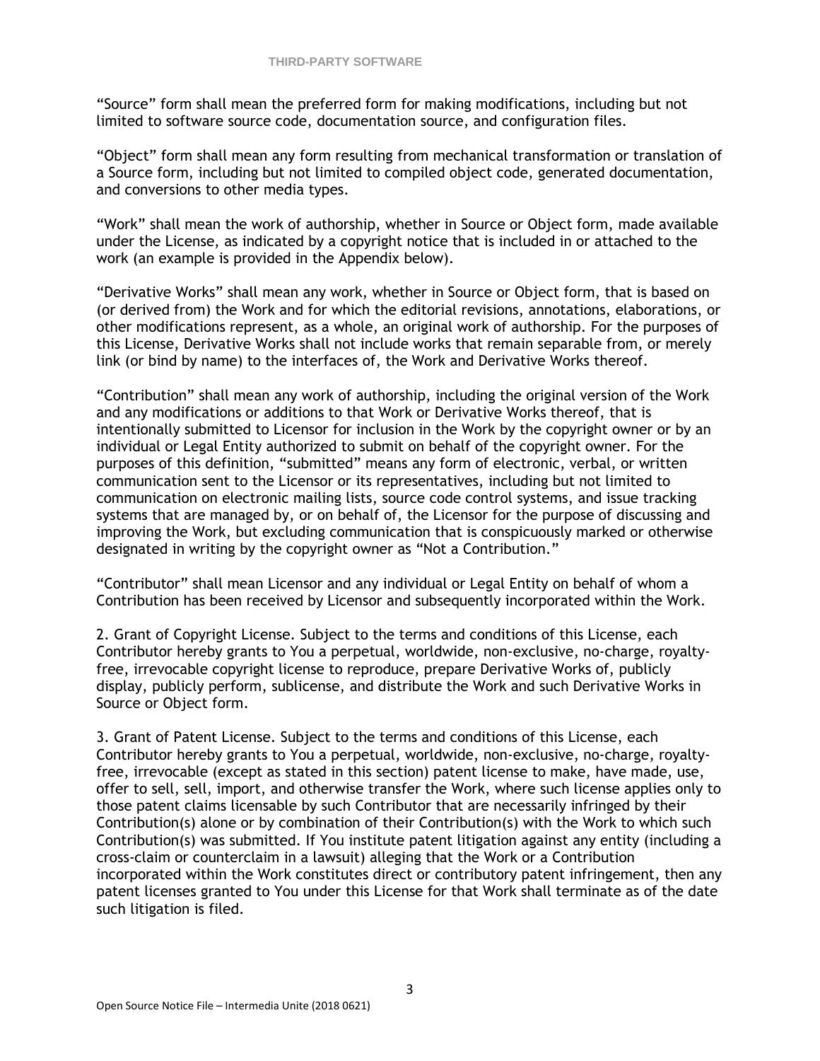"Source" form shall mean the preferred form for making modifications, including but not limited to software source code, documentation source, and configuration files.

"Object" form shall mean any form resulting from mechanical transformation or translation of a Source form, including but not limited to compiled object code, generated documentation, and conversions to other media types.

"Work" shall mean the work of authorship, whether in Source or Object form, made available under the License, as indicated by a copyright notice that is included in or attached to the work (an example is provided in the Appendix below).

"Derivative Works" shall mean any work, whether in Source or Object form, that is based on (or derived from) the Work and for which the editorial revisions, annotations, elaborations, or other modifications represent, as a whole, an original work of authorship. For the purposes of this License, Derivative Works shall not include works that remain separable from, or merely link (or bind by name) to the interfaces of, the Work and Derivative Works thereof.

"Contribution" shall mean any work of authorship, including the original version of the Work and any modifications or additions to that Work or Derivative Works thereof, that is intentionally submitted to Licensor for inclusion in the Work by the copyright owner or by an individual or Legal Entity authorized to submit on behalf of the copyright owner. For the purposes of this definition, "submitted" means any form of electronic, verbal, or written communication sent to the Licensor or its representatives, including but not limited to communication on electronic mailing lists, source code control systems, and issue tracking systems that are managed by, or on behalf of, the Licensor for the purpose of discussing and improving the Work, but excluding communication that is conspicuously marked or otherwise designated in writing by the copyright owner as "Not a Contribution."

"Contributor" shall mean Licensor and any individual or Legal Entity on behalf of whom a Contribution has been received by Licensor and subsequently incorporated within the Work.

2. Grant of Copyright License. Subject to the terms and conditions of this License, each Contributor hereby grants to You a perpetual, worldwide, non-exclusive, no-charge, royalty-free, irrevocable copyright license to reproduce, prepare Derivative Works of, publicly display, publicly perform, sublicense, and distribute the Work and such Derivative Works in Source or Object form.

3. Grant of Patent License. Subject to the terms and conditions of this License, each Contributor hereby grants to You a perpetual, worldwide, non-exclusive, no-charge, royalty-free, irrevocable (except as stated in this section) patent license to make, have made, use, offer to sell, sell, import, and otherwise transfer the Work, where such license applies only to those patent claims licensable by such Contributor that are necessarily infringed by their Contribution(s) alone or by combination of their Contribution(s) with the Work to which such Contribution(s) was submitted. If You institute patent litigation against any entity (including a cross-claim or counterclaim in a lawsuit) alleging that the Work or a Contribution incorporated within the Work constitutes direct or contributory patent infringement, then any patent licenses granted to You under this License for that Work shall terminate as of the date such litigation is filed.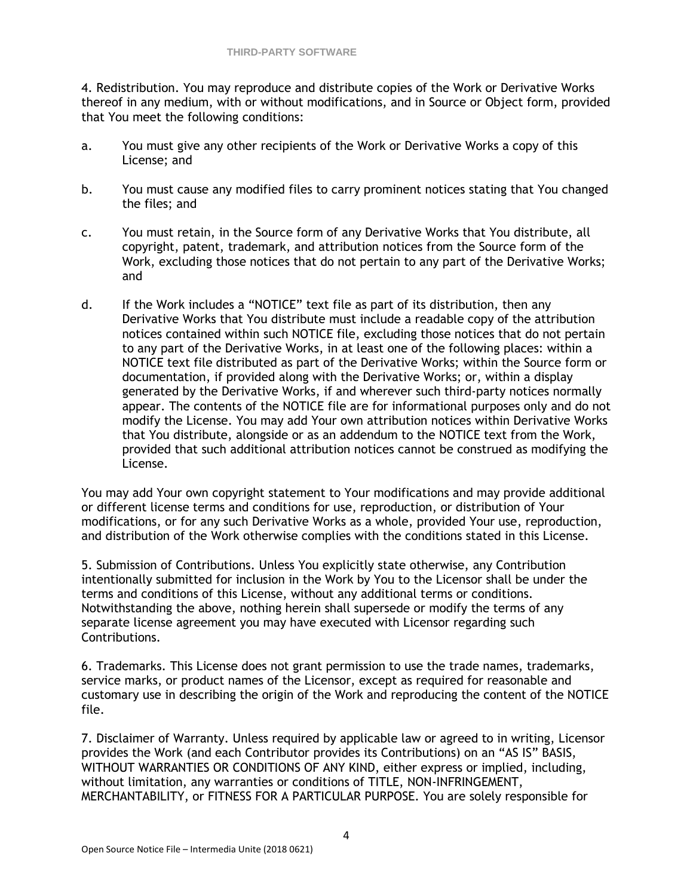4. Redistribution. You may reproduce and distribute copies of the Work or Derivative Works thereof in any medium, with or without modifications, and in Source or Object form, provided that You meet the following conditions:

a. You must give any other recipients of the Work or Derivative Works a copy of this License; and

b. You must cause any modified files to carry prominent notices stating that You changed the files; and

c. You must retain, in the Source form of any Derivative Works that You distribute, all copyright, patent, trademark, and attribution notices from the Source form of the Work, excluding those notices that do not pertain to any part of the Derivative Works; and

d. If the Work includes a “NOTICE” text file as part of its distribution, then any Derivative Works that You distribute must include a readable copy of the attribution notices contained within such NOTICE file, excluding those notices that do not pertain to any part of the Derivative Works, in at least one of the following places: within a NOTICE text file distributed as part of the Derivative Works; within the Source form or documentation, if provided along with the Derivative Works; or, within a display generated by the Derivative Works, if and wherever such third-party notices normally appear. The contents of the NOTICE file are for informational purposes only and do not modify the License. You may add Your own attribution notices within Derivative Works that You distribute, alongside or as an addendum to the NOTICE text from the Work, provided that such additional attribution notices cannot be construed as modifying the License.

You may add Your own copyright statement to Your modifications and may provide additional or different license terms and conditions for use, reproduction, or distribution of Your modifications, or for any such Derivative Works as a whole, provided Your use, reproduction, and distribution of the Work otherwise complies with the conditions stated in this License.

5. Submission of Contributions. Unless You explicitly state otherwise, any Contribution intentionally submitted for inclusion in the Work by You to the Licensor shall be under the terms and conditions of this License, without any additional terms or conditions. Notwithstanding the above, nothing herein shall supersede or modify the terms of any separate license agreement you may have executed with Licensor regarding such Contributions.

6. Trademarks. This License does not grant permission to use the trade names, trademarks, service marks, or product names of the Licensor, except as required for reasonable and customary use in describing the origin of the Work and reproducing the content of the NOTICE file.

7. Disclaimer of Warranty. Unless required by applicable law or agreed to in writing, Licensor provides the Work (and each Contributor provides its Contributions) on an “AS IS” BASIS, WITHOUT WARRANTIES OR CONDITIONS OF ANY KIND, either express or implied, including, without limitation, any warranties or conditions of TITLE, NON-INFRINGEMENT, MERCHANTABILITY, or FITNESS FOR A PARTICULAR PURPOSE. You are solely responsible for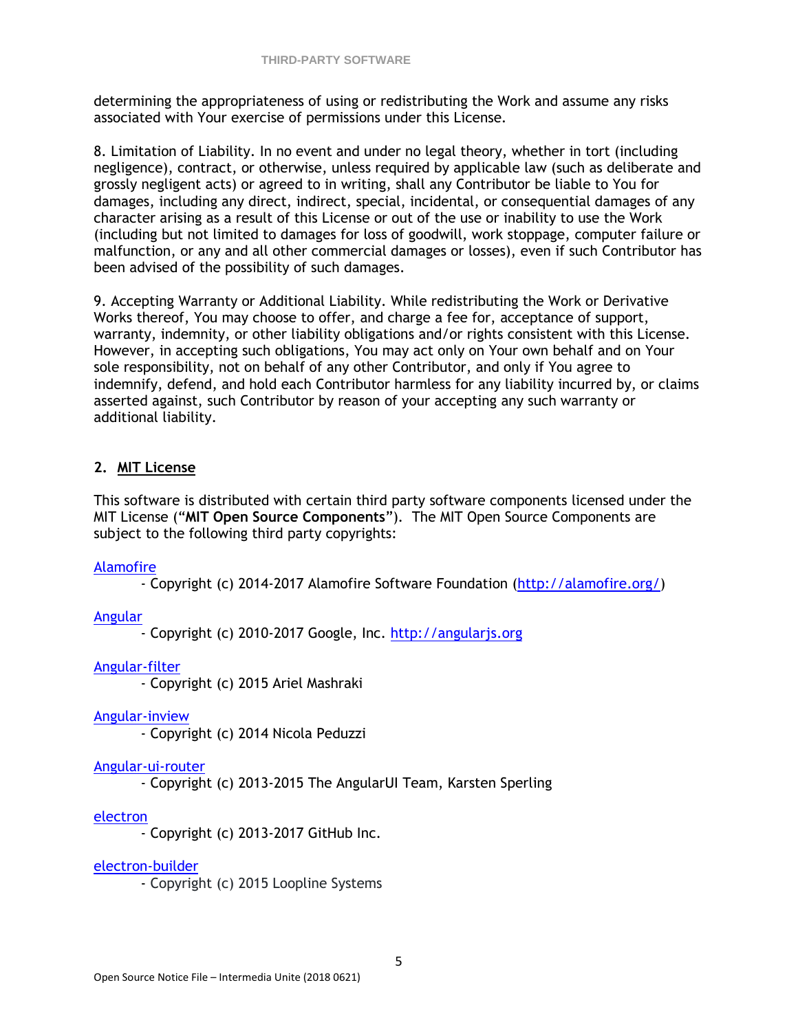determining the appropriateness of using or redistributing the Work and assume any risks associated with Your exercise of permissions under this License.

8. Limitation of Liability. In no event and under no legal theory, whether in tort (including negligence), contract, or otherwise, unless required by applicable law (such as deliberate and grossly negligent acts) or agreed to in writing, shall any Contributor be liable to You for damages, including any direct, indirect, special, incidental, or consequential damages of any character arising as a result of this License or out of the use or inability to use the Work (including but not limited to damages for loss of goodwill, work stoppage, computer failure or malfunction, or any and all other commercial damages or losses), even if such Contributor has been advised of the possibility of such damages.

9. Accepting Warranty or Additional Liability. While redistributing the Work or Derivative Works thereof, You may choose to offer, and charge a fee for, acceptance of support, warranty, indemnity, or other liability obligations and/or rights consistent with this License. However, in accepting such obligations, You may act only on Your own behalf and on Your sole responsibility, not on behalf of any other Contributor, and only if You agree to indemnify, defend, and hold each Contributor harmless for any liability incurred by, or claims asserted against, such Contributor by reason of your accepting any such warranty or additional liability.

## 2. MIT License

This software is distributed with certain third party software components licensed under the MIT License ("**MIT Open Source Components**"). The MIT Open Source Components are subject to the following third party copyrights:

Alamofire
- Copyright (c) 2014-2017 Alamofire Software Foundation (http://alamofire.org/)

Angular
- Copyright (c) 2010-2017 Google, Inc. http://angularjs.org

Angular-filter
- Copyright (c) 2015 Ariel Mashraki

Angular-inview
- Copyright (c) 2014 Nicola Peduzzi

Angular-ui-router
- Copyright (c) 2013-2015 The AngularUI Team, Karsten Sperling

electron
- Copyright (c) 2013-2017 GitHub Inc.

electron-builder
- Copyright (c) 2015 Loopline Systems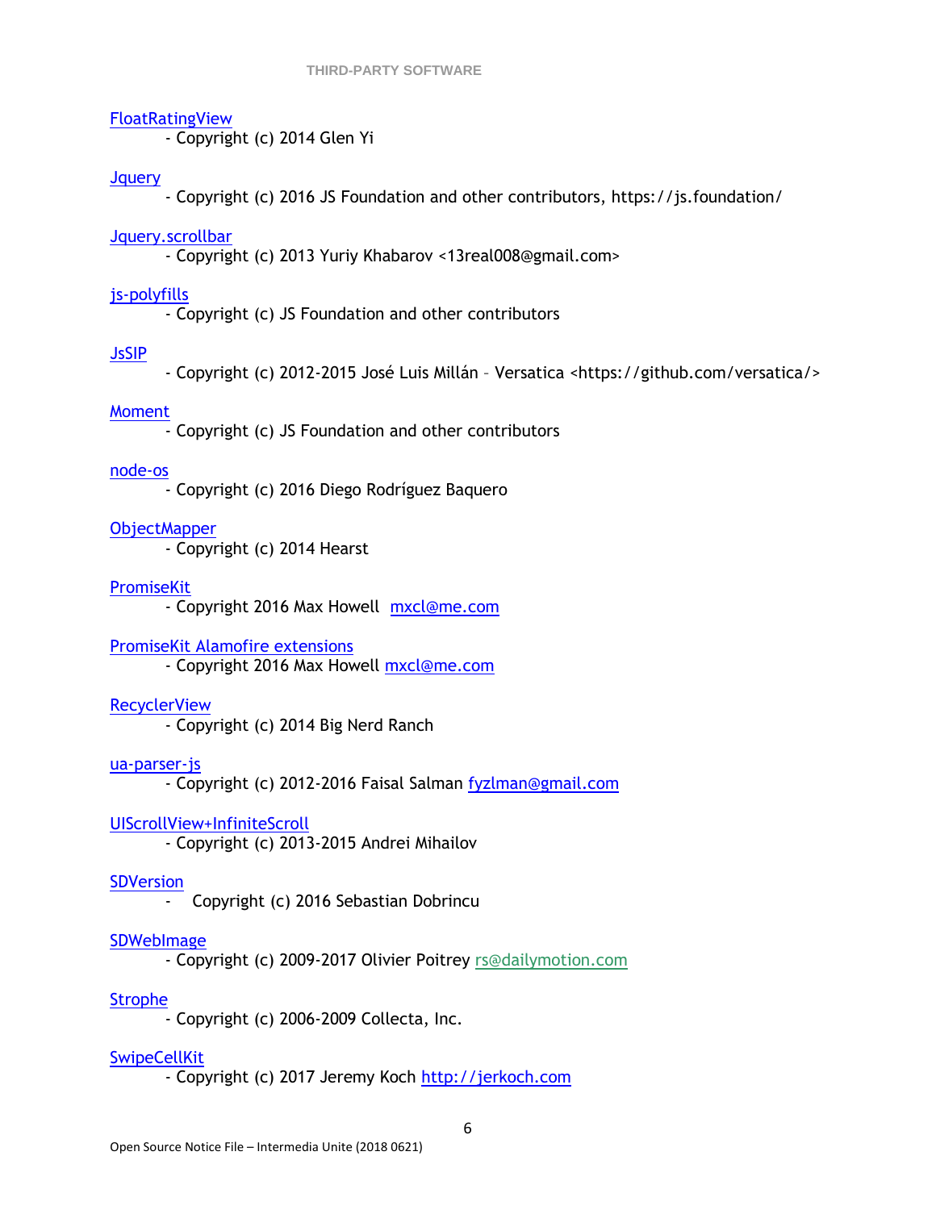FloatRatingView
- Copyright (c) 2014 Glen Yi

Jquery
- Copyright (c) 2016 JS Foundation and other contributors, https://js.foundation/

Jquery.scrollbar
- Copyright (c) 2013 Yuriy Khabarov <13real008@gmail.com>

js-polyfills
- Copyright (c) JS Foundation and other contributors

JsSIP
- Copyright (c) 2012-2015 José Luis Millán – Versatica <https://github.com/versatica/>

Moment
- Copyright (c) JS Foundation and other contributors

node-os
- Copyright (c) 2016 Diego Rodríguez Baquero

ObjectMapper
- Copyright (c) 2014 Hearst

PromiseKit
- Copyright 2016 Max Howell mxcl@me.com

PromiseKit Alamofire extensions
- Copyright 2016 Max Howell mxcl@me.com

RecyclerView
- Copyright (c) 2014 Big Nerd Ranch

ua-parser-js
- Copyright (c) 2012-2016 Faisal Salman fyzlman@gmail.com

UIScrollView+InfiniteScroll
- Copyright (c) 2013-2015 Andrei Mihailov

SDVersion
- Copyright (c) 2016 Sebastian Dobrincu

SDWebImage
- Copyright (c) 2009-2017 Olivier Poitrey rs@dailymotion.com

Strophe
- Copyright (c) 2006-2009 Collecta, Inc.

SwipeCellKit
- Copyright (c) 2017 Jeremy Koch http://jerkoch.com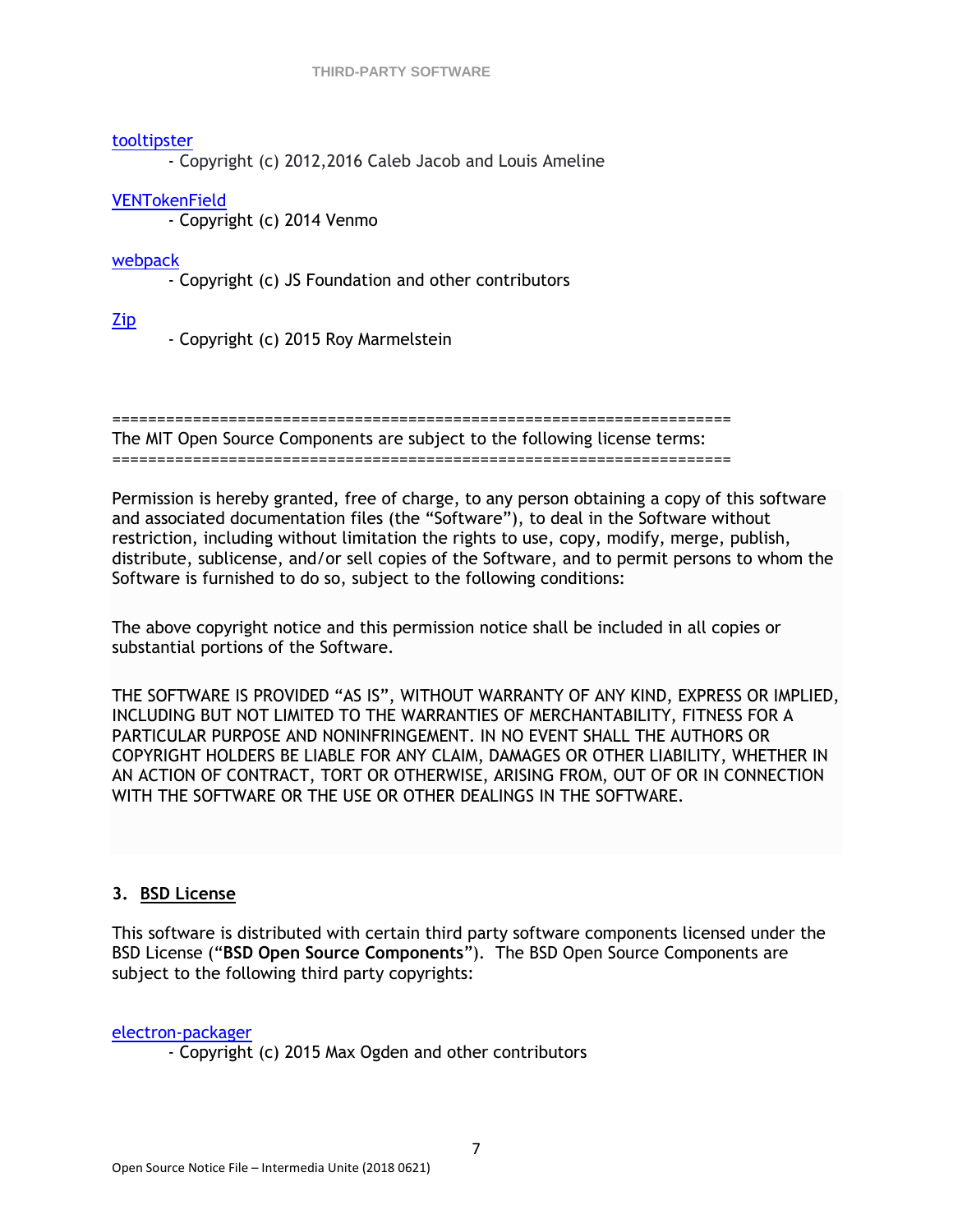[tooltipster](#)
- Copyright (c) 2012,2016 Caleb Jacob and Louis Ameline

[VENTokenField](#)
- Copyright (c) 2014 Venmo

[webpack](#)
- Copyright (c) JS Foundation and other contributors

[Zip](#)
- Copyright (c) 2015 Roy Marmelstein

====================================================================
The MIT Open Source Components are subject to the following license terms:
====================================================================

Permission is hereby granted, free of charge, to any person obtaining a copy of this software and associated documentation files (the "Software"), to deal in the Software without restriction, including without limitation the rights to use, copy, modify, merge, publish, distribute, sublicense, and/or sell copies of the Software, and to permit persons to whom the Software is furnished to do so, subject to the following conditions:

The above copyright notice and this permission notice shall be included in all copies or substantial portions of the Software.

THE SOFTWARE IS PROVIDED "AS IS", WITHOUT WARRANTY OF ANY KIND, EXPRESS OR IMPLIED, INCLUDING BUT NOT LIMITED TO THE WARRANTIES OF MERCHANTABILITY, FITNESS FOR A PARTICULAR PURPOSE AND NONINFRINGEMENT. IN NO EVENT SHALL THE AUTHORS OR COPYRIGHT HOLDERS BE LIABLE FOR ANY CLAIM, DAMAGES OR OTHER LIABILITY, WHETHER IN AN ACTION OF CONTRACT, TORT OR OTHERWISE, ARISING FROM, OUT OF OR IN CONNECTION WITH THE SOFTWARE OR THE USE OR OTHER DEALINGS IN THE SOFTWARE.

### 3. BSD License

This software is distributed with certain third party software components licensed under the BSD License ("**BSD Open Source Components**"). The BSD Open Source Components are subject to the following third party copyrights:

[electron-packager](#)
- Copyright (c) 2015 Max Ogden and other contributors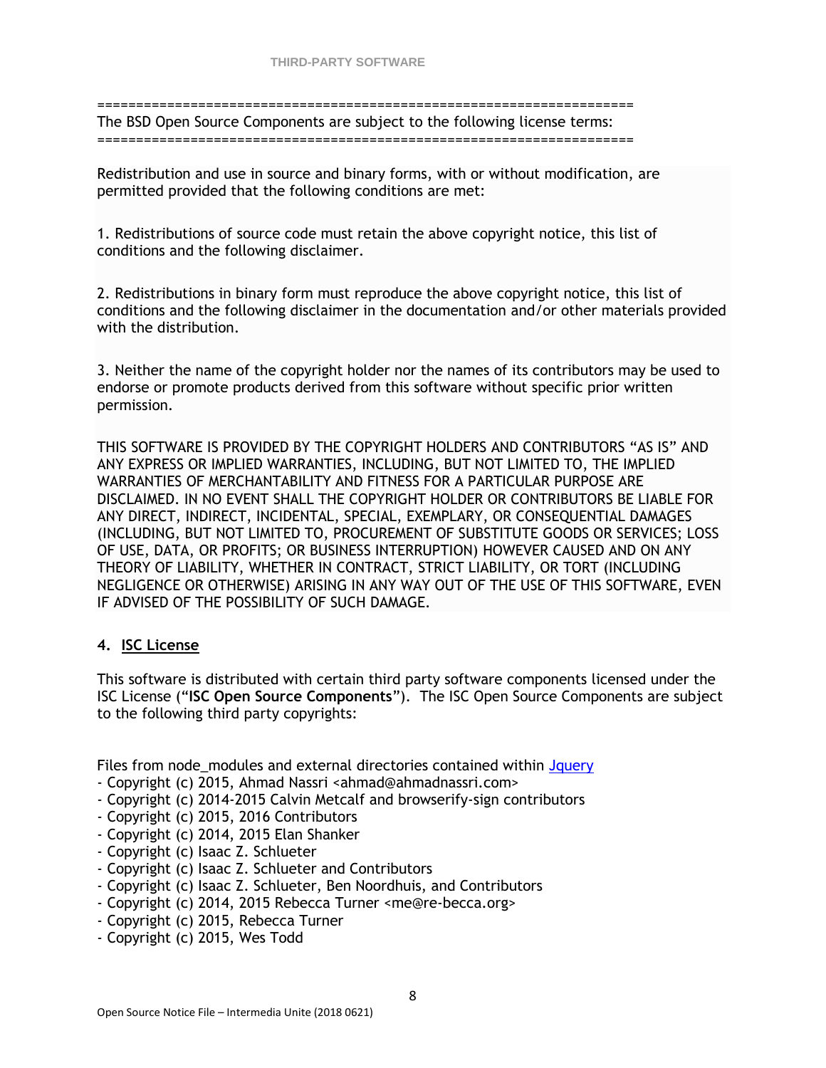======================================================================
The BSD Open Source Components are subject to the following license terms:
======================================================================

Redistribution and use in source and binary forms, with or without modification, are permitted provided that the following conditions are met:

1. Redistributions of source code must retain the above copyright notice, this list of conditions and the following disclaimer.

2. Redistributions in binary form must reproduce the above copyright notice, this list of conditions and the following disclaimer in the documentation and/or other materials provided with the distribution.

3. Neither the name of the copyright holder nor the names of its contributors may be used to endorse or promote products derived from this software without specific prior written permission.

THIS SOFTWARE IS PROVIDED BY THE COPYRIGHT HOLDERS AND CONTRIBUTORS "AS IS" AND ANY EXPRESS OR IMPLIED WARRANTIES, INCLUDING, BUT NOT LIMITED TO, THE IMPLIED WARRANTIES OF MERCHANTABILITY AND FITNESS FOR A PARTICULAR PURPOSE ARE DISCLAIMED. IN NO EVENT SHALL THE COPYRIGHT HOLDER OR CONTRIBUTORS BE LIABLE FOR ANY DIRECT, INDIRECT, INCIDENTAL, SPECIAL, EXEMPLARY, OR CONSEQUENTIAL DAMAGES (INCLUDING, BUT NOT LIMITED TO, PROCUREMENT OF SUBSTITUTE GOODS OR SERVICES; LOSS OF USE, DATA, OR PROFITS; OR BUSINESS INTERRUPTION) HOWEVER CAUSED AND ON ANY THEORY OF LIABILITY, WHETHER IN CONTRACT, STRICT LIABILITY, OR TORT (INCLUDING NEGLIGENCE OR OTHERWISE) ARISING IN ANY WAY OUT OF THE USE OF THIS SOFTWARE, EVEN IF ADVISED OF THE POSSIBILITY OF SUCH DAMAGE.

## 4. ISC License

This software is distributed with certain third party software components licensed under the ISC License ("**ISC Open Source Components**"). The ISC Open Source Components are subject to the following third party copyrights:

Files from node_modules and external directories contained within Jquery
- Copyright (c) 2015, Ahmad Nassri <ahmad@ahmadnassri.com>
- Copyright (c) 2014-2015 Calvin Metcalf and browserify-sign contributors
- Copyright (c) 2015, 2016 Contributors
- Copyright (c) 2014, 2015 Elan Shanker
- Copyright (c) Isaac Z. Schlueter
- Copyright (c) Isaac Z. Schlueter and Contributors
- Copyright (c) Isaac Z. Schlueter, Ben Noordhuis, and Contributors
- Copyright (c) 2014, 2015 Rebecca Turner <me@re-becca.org>
- Copyright (c) 2015, Rebecca Turner
- Copyright (c) 2015, Wes Todd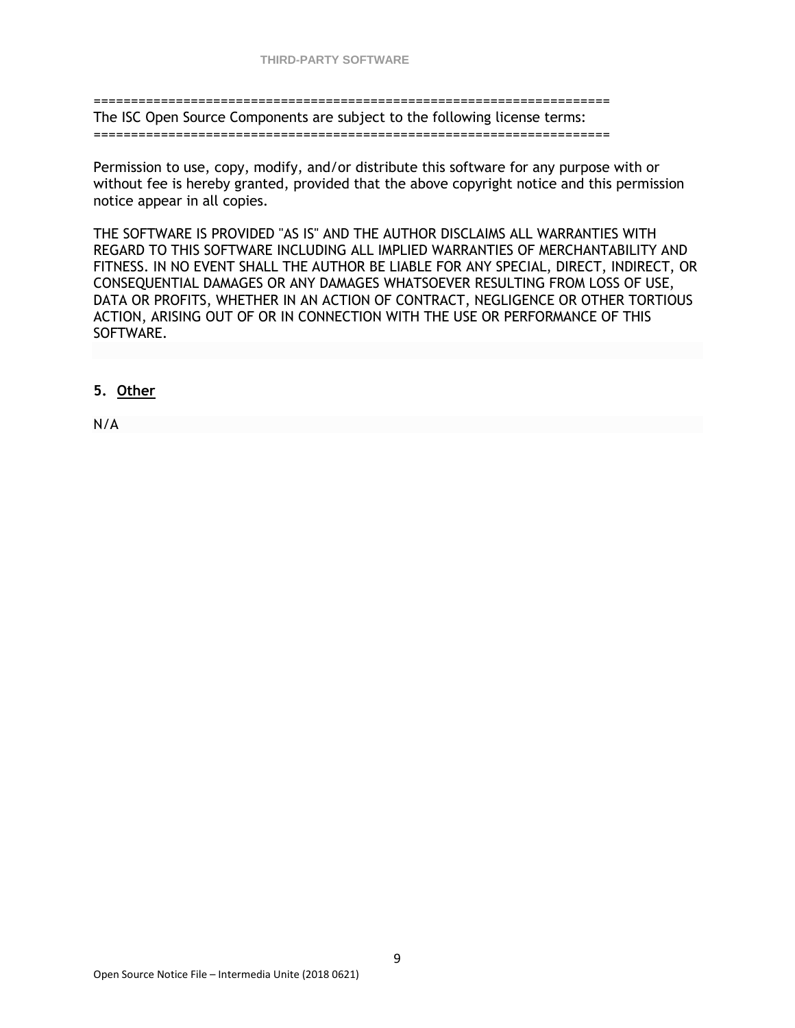====================================================================
The ISC Open Source Components are subject to the following license terms:
====================================================================

Permission to use, copy, modify, and/or distribute this software for any purpose with or without fee is hereby granted, provided that the above copyright notice and this permission notice appear in all copies.

THE SOFTWARE IS PROVIDED "AS IS" AND THE AUTHOR DISCLAIMS ALL WARRANTIES WITH REGARD TO THIS SOFTWARE INCLUDING ALL IMPLIED WARRANTIES OF MERCHANTABILITY AND FITNESS. IN NO EVENT SHALL THE AUTHOR BE LIABLE FOR ANY SPECIAL, DIRECT, INDIRECT, OR CONSEQUENTIAL DAMAGES OR ANY DAMAGES WHATSOEVER RESULTING FROM LOSS OF USE, DATA OR PROFITS, WHETHER IN AN ACTION OF CONTRACT, NEGLIGENCE OR OTHER TORTIOUS ACTION, ARISING OUT OF OR IN CONNECTION WITH THE USE OR PERFORMANCE OF THIS SOFTWARE.

## 5. Other

N/A